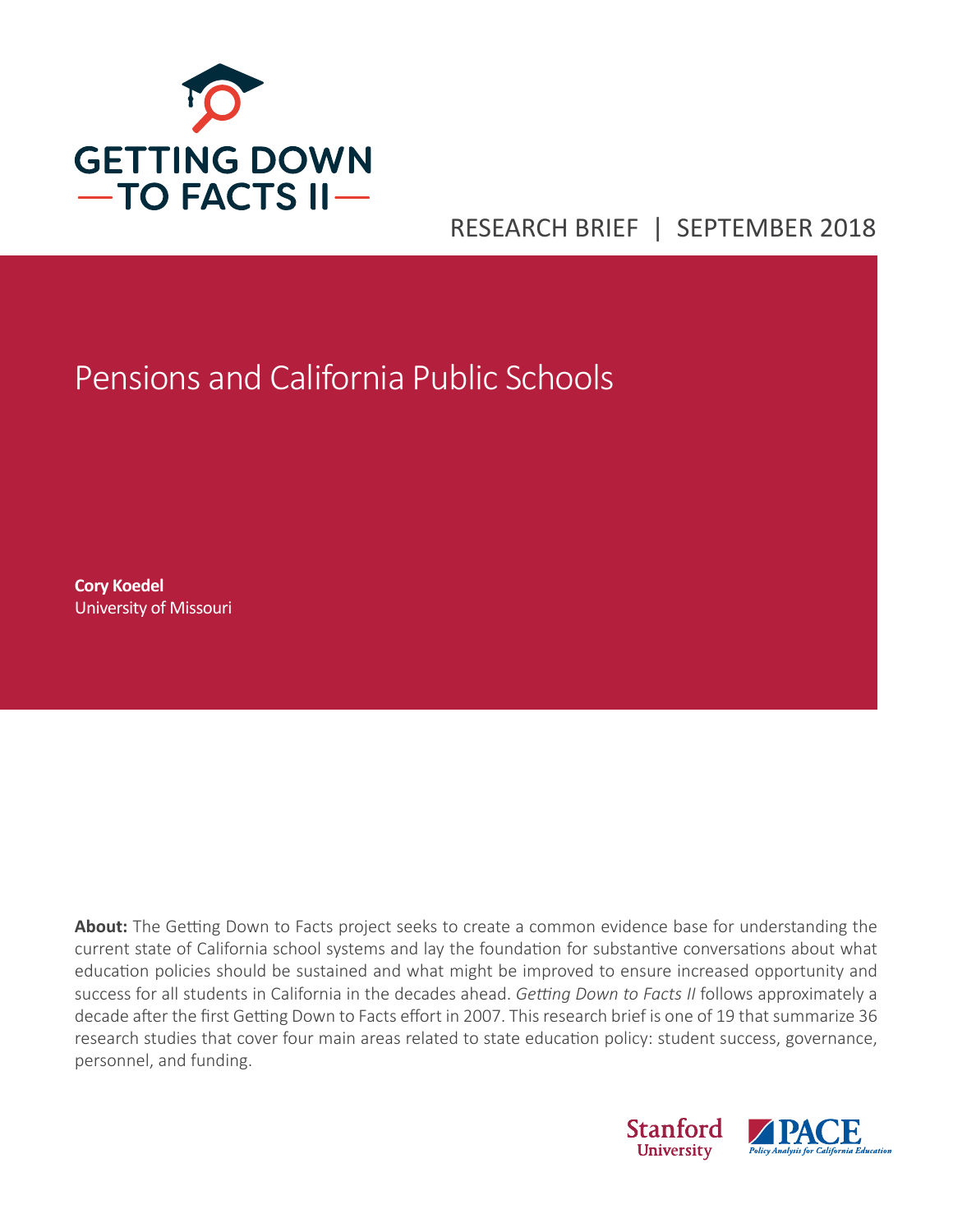GETTING DOWN TO FACTS II

RESEARCH BRIEF | SEPTEMBER 2018

# Pensions and California Public Schools

**Cory Koedel**
University of Missouri

**About:** The Getting Down to Facts project seeks to create a common evidence base for understanding the current state of California school systems and lay the foundation for substantive conversations about what education policies should be sustained and what might be improved to ensure increased opportunity and success for all students in California in the decades ahead. *Getting Down to Facts II* follows approximately a decade after the first Getting Down to Facts effort in 2007. This research brief is one of 19 that summarize 36 research studies that cover four main areas related to state education policy: student success, governance, personnel, and funding.

Stanford University | PACE Policy Analysis for California Education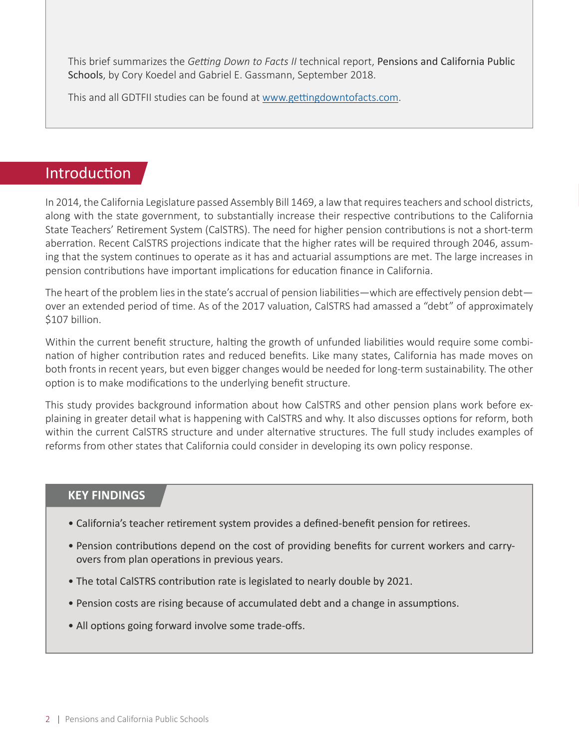This brief summarizes the *Getting Down to Facts II* technical report, Pensions and California Public Schools, by Cory Koedel and Gabriel E. Gassmann, September 2018.

This and all GDTFII studies can be found at www.gettingdowntofacts.com.

## Introduction

In 2014, the California Legislature passed Assembly Bill 1469, a law that requires teachers and school districts, along with the state government, to substantially increase their respective contributions to the California State Teachers' Retirement System (CalSTRS). The need for higher pension contributions is not a short-term aberration. Recent CalSTRS projections indicate that the higher rates will be required through 2046, assuming that the system continues to operate as it has and actuarial assumptions are met. The large increases in pension contributions have important implications for education finance in California.

The heart of the problem lies in the state's accrual of pension liabilities—which are effectively pension debt—over an extended period of time. As of the 2017 valuation, CalSTRS had amassed a "debt" of approximately $107 billion.

Within the current benefit structure, halting the growth of unfunded liabilities would require some combination of higher contribution rates and reduced benefits. Like many states, California has made moves on both fronts in recent years, but even bigger changes would be needed for long-term sustainability. The other option is to make modifications to the underlying benefit structure.

This study provides background information about how CalSTRS and other pension plans work before explaining in greater detail what is happening with CalSTRS and why. It also discusses options for reform, both within the current CalSTRS structure and under alternative structures. The full study includes examples of reforms from other states that California could consider in developing its own policy response.

### KEY FINDINGS

- California's teacher retirement system provides a defined-benefit pension for retirees.
- Pension contributions depend on the cost of providing benefits for current workers and carry-overs from plan operations in previous years.
- The total CalSTRS contribution rate is legislated to nearly double by 2021.
- Pension costs are rising because of accumulated debt and a change in assumptions.
- All options going forward involve some trade-offs.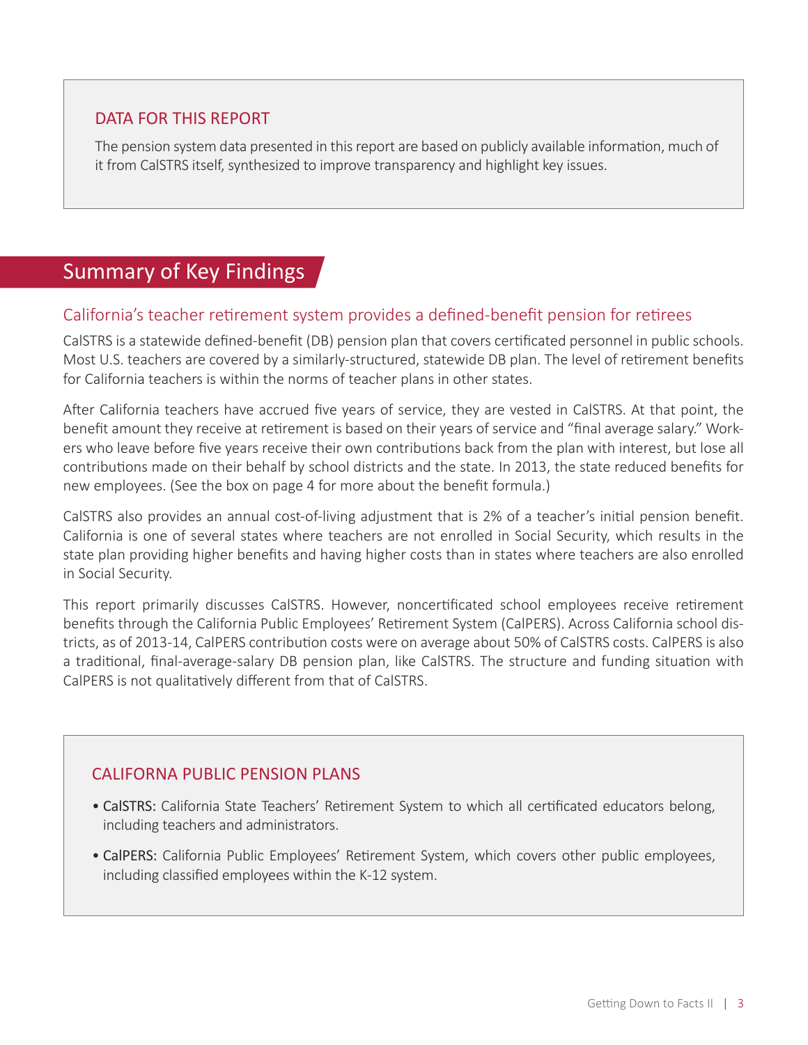### DATA FOR THIS REPORT

The pension system data presented in this report are based on publicly available information, much of it from CalSTRS itself, synthesized to improve transparency and highlight key issues.

## Summary of Key Findings

### California's teacher retirement system provides a defined-benefit pension for retirees

CalSTRS is a statewide defined-benefit (DB) pension plan that covers certificated personnel in public schools. Most U.S. teachers are covered by a similarly-structured, statewide DB plan. The level of retirement benefits for California teachers is within the norms of teacher plans in other states.

After California teachers have accrued five years of service, they are vested in CalSTRS. At that point, the benefit amount they receive at retirement is based on their years of service and "final average salary." Workers who leave before five years receive their own contributions back from the plan with interest, but lose all contributions made on their behalf by school districts and the state. In 2013, the state reduced benefits for new employees. (See the box on page 4 for more about the benefit formula.)

CalSTRS also provides an annual cost-of-living adjustment that is 2% of a teacher's initial pension benefit. California is one of several states where teachers are not enrolled in Social Security, which results in the state plan providing higher benefits and having higher costs than in states where teachers are also enrolled in Social Security.

This report primarily discusses CalSTRS. However, noncertificated school employees receive retirement benefits through the California Public Employees' Retirement System (CalPERS). Across California school districts, as of 2013-14, CalPERS contribution costs were on average about 50% of CalSTRS costs. CalPERS is also a traditional, final-average-salary DB pension plan, like CalSTRS. The structure and funding situation with CalPERS is not qualitatively different from that of CalSTRS.

### CALIFORNA PUBLIC PENSION PLANS

- CalSTRS: California State Teachers' Retirement System to which all certificated educators belong, including teachers and administrators.
- CalPERS: California Public Employees' Retirement System, which covers other public employees, including classified employees within the K-12 system.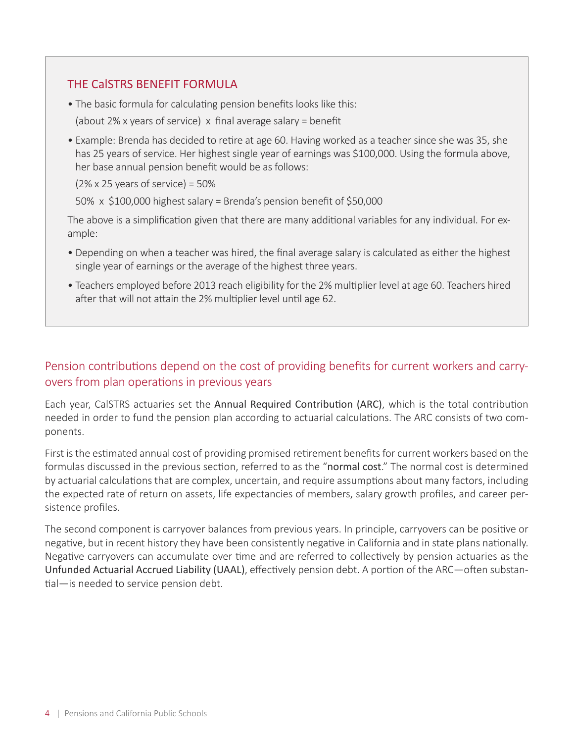### THE CalSTRS BENEFIT FORMULA

- The basic formula for calculating pension benefits looks like this:

  (about 2% x years of service) x final average salary = benefit

- Example: Brenda has decided to retire at age 60. Having worked as a teacher since she was 35, she has 25 years of service. Her highest single year of earnings was $100,000. Using the formula above, her base annual pension benefit would be as follows:

  (2% x 25 years of service) = 50%

  50% x $100,000 highest salary = Brenda's pension benefit of $50,000

The above is a simplification given that there are many additional variables for any individual. For example:

- Depending on when a teacher was hired, the final average salary is calculated as either the highest single year of earnings or the average of the highest three years.
- Teachers employed before 2013 reach eligibility for the 2% multiplier level at age 60. Teachers hired after that will not attain the 2% multiplier level until age 62.

## Pension contributions depend on the cost of providing benefits for current workers and carryovers from plan operations in previous years

Each year, CalSTRS actuaries set the Annual Required Contribution (ARC), which is the total contribution needed in order to fund the pension plan according to actuarial calculations. The ARC consists of two components.

First is the estimated annual cost of providing promised retirement benefits for current workers based on the formulas discussed in the previous section, referred to as the "normal cost." The normal cost is determined by actuarial calculations that are complex, uncertain, and require assumptions about many factors, including the expected rate of return on assets, life expectancies of members, salary growth profiles, and career persistence profiles.

The second component is carryover balances from previous years. In principle, carryovers can be positive or negative, but in recent history they have been consistently negative in California and in state plans nationally. Negative carryovers can accumulate over time and are referred to collectively by pension actuaries as the Unfunded Actuarial Accrued Liability (UAAL), effectively pension debt. A portion of the ARC—often substantial—is needed to service pension debt.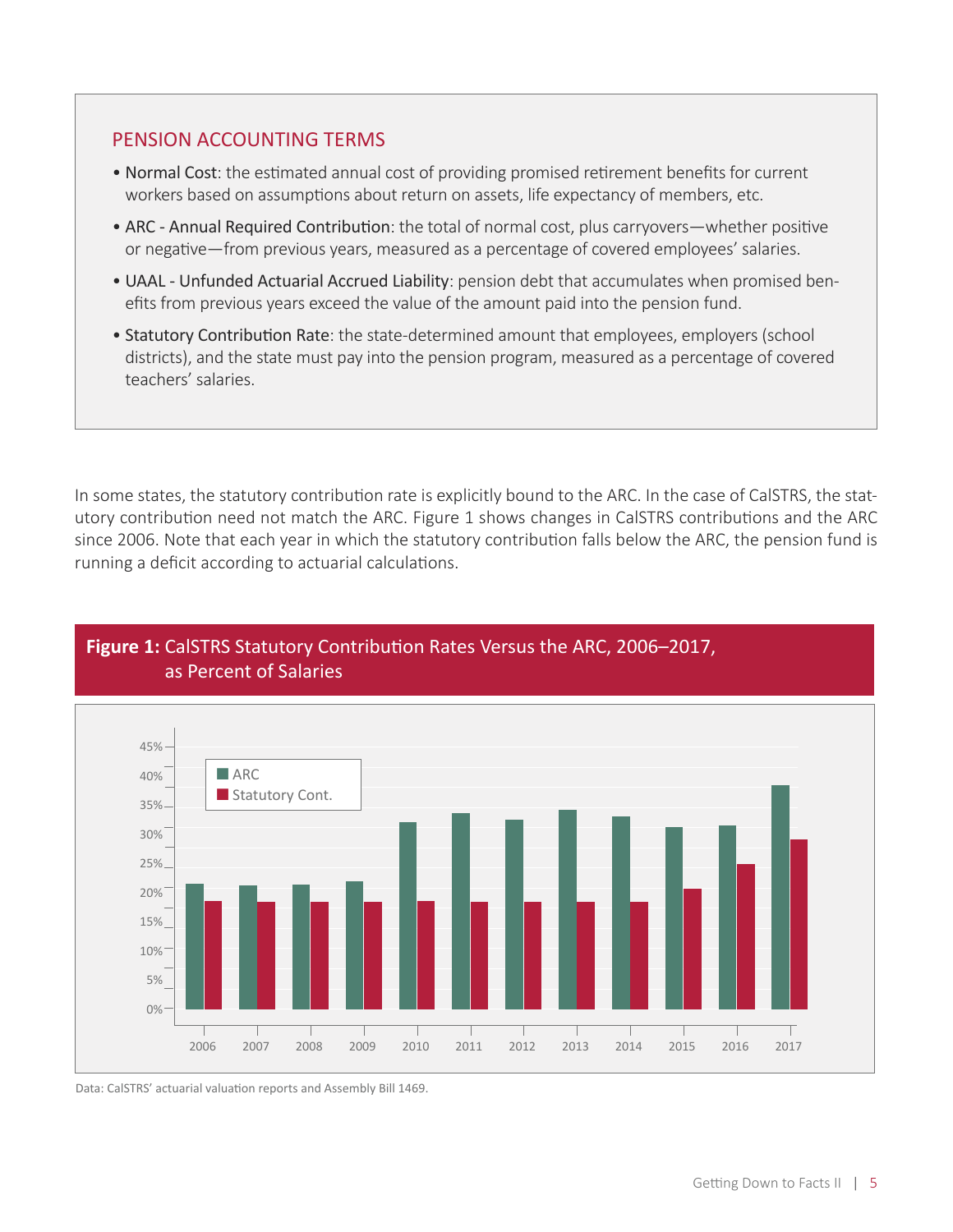## PENSION ACCOUNTING TERMS

- Normal Cost: the estimated annual cost of providing promised retirement benefits for current workers based on assumptions about return on assets, life expectancy of members, etc.
- ARC - Annual Required Contribution: the total of normal cost, plus carryovers—whether positive or negative—from previous years, measured as a percentage of covered employees' salaries.
- UAAL - Unfunded Actuarial Accrued Liability: pension debt that accumulates when promised benefits from previous years exceed the value of the amount paid into the pension fund.
- Statutory Contribution Rate: the state-determined amount that employees, employers (school districts), and the state must pay into the pension program, measured as a percentage of covered teachers' salaries.

In some states, the statutory contribution rate is explicitly bound to the ARC. In the case of CalSTRS, the statutory contribution need not match the ARC. Figure 1 shows changes in CalSTRS contributions and the ARC since 2006. Note that each year in which the statutory contribution falls below the ARC, the pension fund is running a deficit according to actuarial calculations.

**Figure 1:** CalSTRS Statutory Contribution Rates Versus the ARC, 2006–2017, as Percent of Salaries

Data: CalSTRS' actuarial valuation reports and Assembly Bill 1469.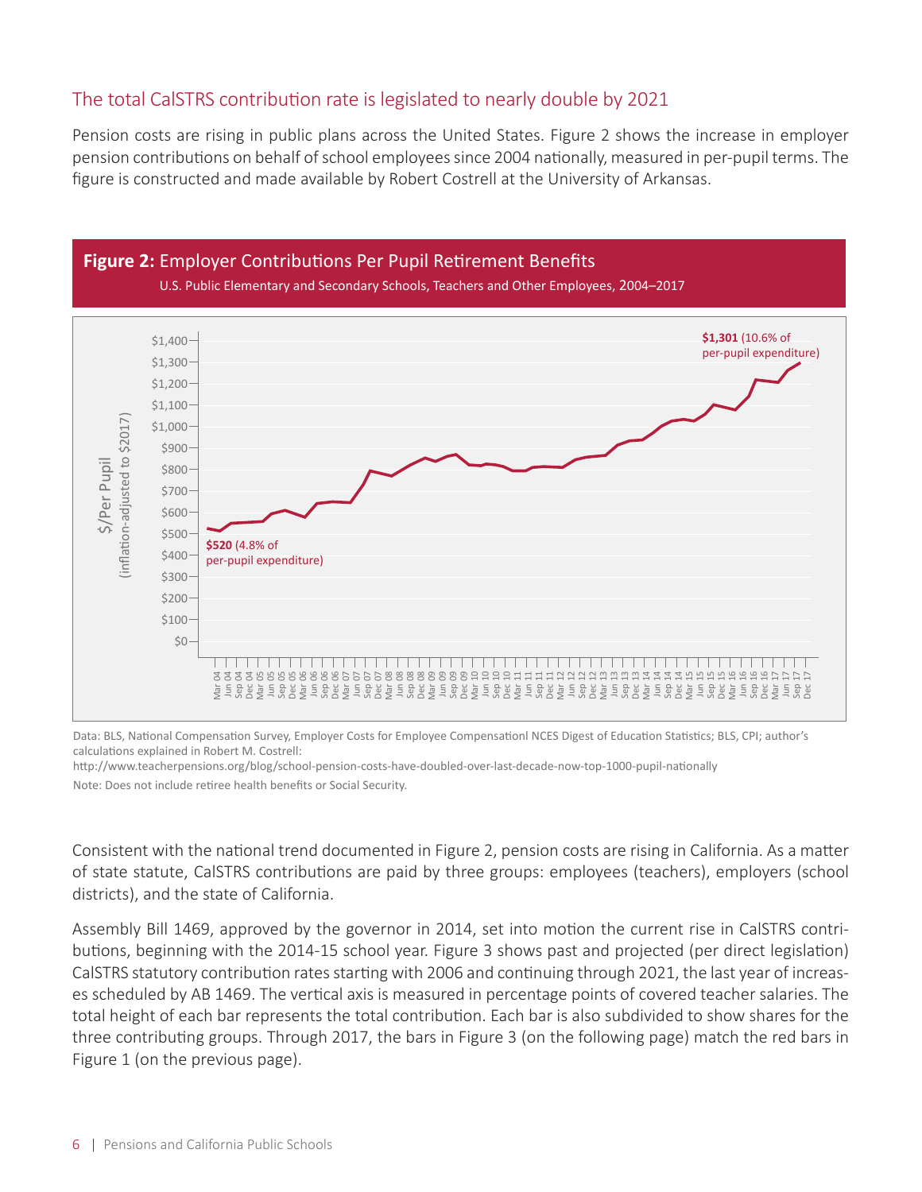## The total CalSTRS contribution rate is legislated to nearly double by 2021

Pension costs are rising in public plans across the United States. Figure 2 shows the increase in employer pension contributions on behalf of school employees since 2004 nationally, measured in per-pupil terms. The figure is constructed and made available by Robert Costrell at the University of Arkansas.

**Figure 2:** Employer Contributions Per Pupil Retirement Benefits

U.S. Public Elementary and Secondary Schools, Teachers and Other Employees, 2004–2017

Data: BLS, National Compensation Survey, Employer Costs for Employee Compensationl NCES Digest of Education Statistics; BLS, CPI; author's calculations explained in Robert M. Costrell: http://www.teacherpensions.org/blog/school-pension-costs-have-doubled-over-last-decade-now-top-1000-pupil-nationally

Note: Does not include retiree health benefits or Social Security.

Consistent with the national trend documented in Figure 2, pension costs are rising in California. As a matter of state statute, CalSTRS contributions are paid by three groups: employees (teachers), employers (school districts), and the state of California.

Assembly Bill 1469, approved by the governor in 2014, set into motion the current rise in CalSTRS contributions, beginning with the 2014-15 school year. Figure 3 shows past and projected (per direct legislation) CalSTRS statutory contribution rates starting with 2006 and continuing through 2021, the last year of increases scheduled by AB 1469. The vertical axis is measured in percentage points of covered teacher salaries. The total height of each bar represents the total contribution. Each bar is also subdivided to show shares for the three contributing groups. Through 2017, the bars in Figure 3 (on the following page) match the red bars in Figure 1 (on the previous page).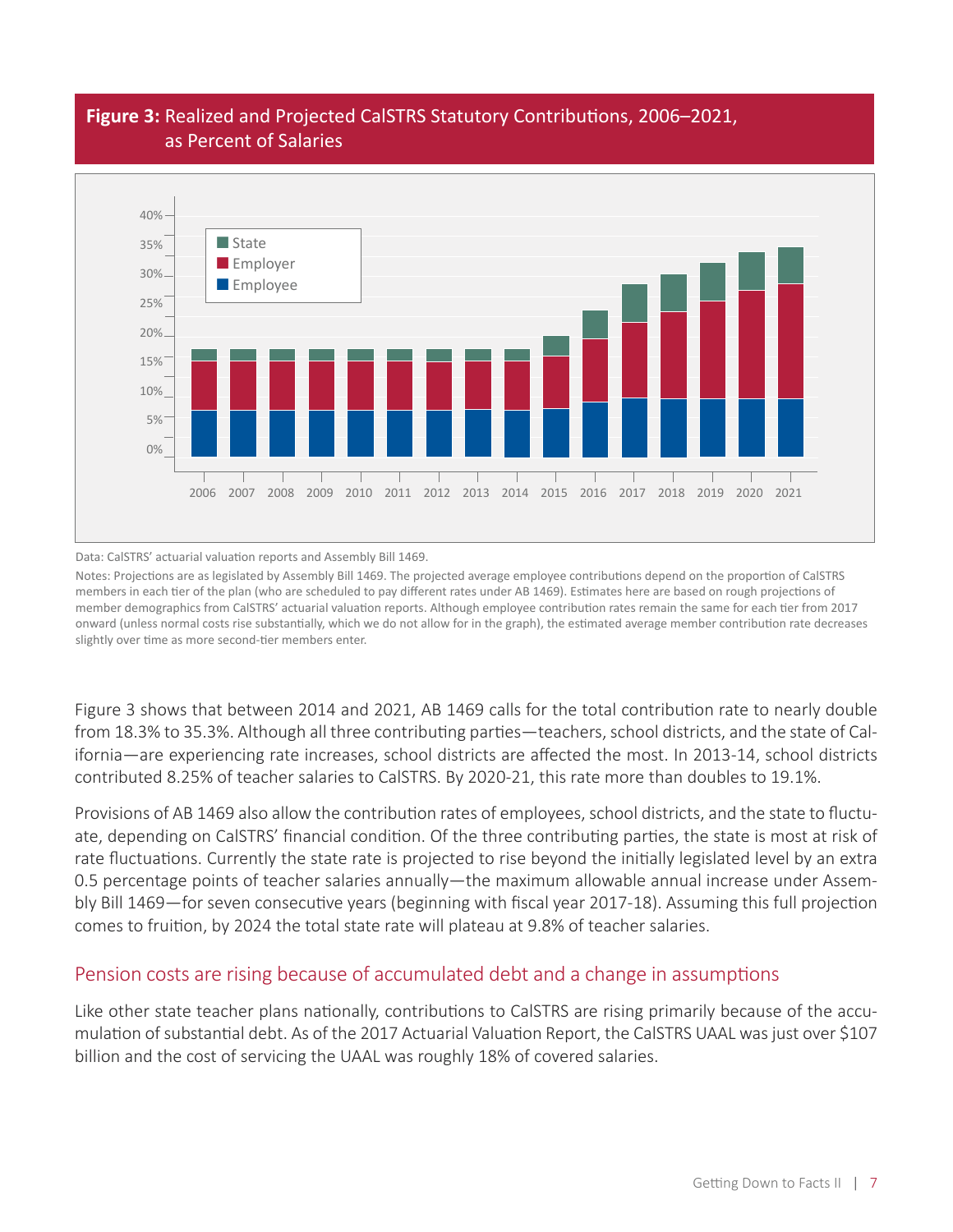**Figure 3:** Realized and Projected CalSTRS Statutory Contributions, 2006–2021, as Percent of Salaries

Data: CalSTRS' actuarial valuation reports and Assembly Bill 1469.

Notes: Projections are as legislated by Assembly Bill 1469. The projected average employee contributions depend on the proportion of CalSTRS members in each tier of the plan (who are scheduled to pay different rates under AB 1469). Estimates here are based on rough projections of member demographics from CalSTRS' actuarial valuation reports. Although employee contribution rates remain the same for each tier from 2017 onward (unless normal costs rise substantially, which we do not allow for in the graph), the estimated average member contribution rate decreases slightly over time as more second-tier members enter.

Figure 3 shows that between 2014 and 2021, AB 1469 calls for the total contribution rate to nearly double from 18.3% to 35.3%. Although all three contributing parties—teachers, school districts, and the state of California—are experiencing rate increases, school districts are affected the most. In 2013-14, school districts contributed 8.25% of teacher salaries to CalSTRS. By 2020-21, this rate more than doubles to 19.1%.

Provisions of AB 1469 also allow the contribution rates of employees, school districts, and the state to fluctuate, depending on CalSTRS' financial condition. Of the three contributing parties, the state is most at risk of rate fluctuations. Currently the state rate is projected to rise beyond the initially legislated level by an extra 0.5 percentage points of teacher salaries annually—the maximum allowable annual increase under Assembly Bill 1469—for seven consecutive years (beginning with fiscal year 2017-18). Assuming this full projection comes to fruition, by 2024 the total state rate will plateau at 9.8% of teacher salaries.

## Pension costs are rising because of accumulated debt and a change in assumptions

Like other state teacher plans nationally, contributions to CalSTRS are rising primarily because of the accumulation of substantial debt. As of the 2017 Actuarial Valuation Report, the CalSTRS UAAL was just over $107 billion and the cost of servicing the UAAL was roughly 18% of covered salaries.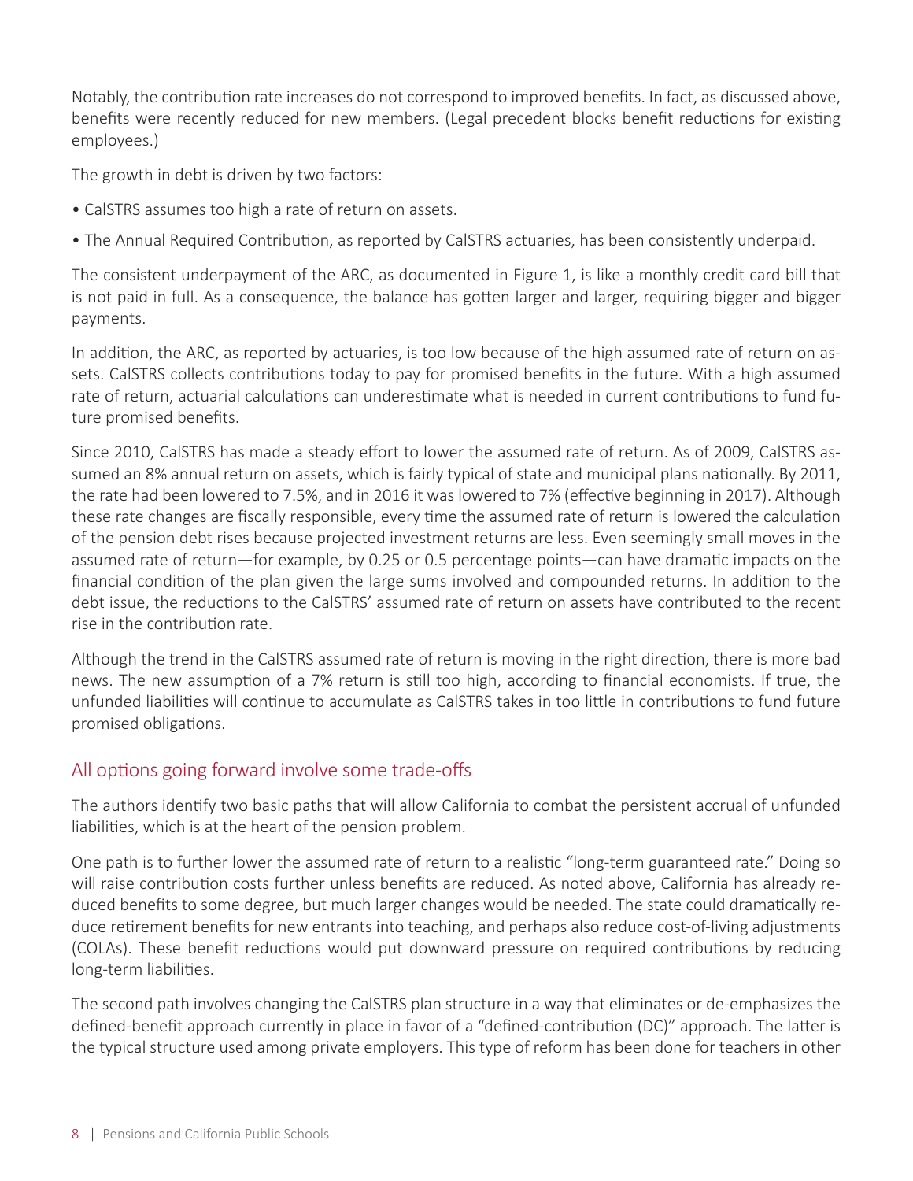Notably, the contribution rate increases do not correspond to improved benefits. In fact, as discussed above, benefits were recently reduced for new members. (Legal precedent blocks benefit reductions for existing employees.)

The growth in debt is driven by two factors:

- CalSTRS assumes too high a rate of return on assets.
- The Annual Required Contribution, as reported by CalSTRS actuaries, has been consistently underpaid.

The consistent underpayment of the ARC, as documented in Figure 1, is like a monthly credit card bill that is not paid in full. As a consequence, the balance has gotten larger and larger, requiring bigger and bigger payments.

In addition, the ARC, as reported by actuaries, is too low because of the high assumed rate of return on assets. CalSTRS collects contributions today to pay for promised benefits in the future. With a high assumed rate of return, actuarial calculations can underestimate what is needed in current contributions to fund future promised benefits.

Since 2010, CalSTRS has made a steady effort to lower the assumed rate of return. As of 2009, CalSTRS assumed an 8% annual return on assets, which is fairly typical of state and municipal plans nationally. By 2011, the rate had been lowered to 7.5%, and in 2016 it was lowered to 7% (effective beginning in 2017). Although these rate changes are fiscally responsible, every time the assumed rate of return is lowered the calculation of the pension debt rises because projected investment returns are less. Even seemingly small moves in the assumed rate of return—for example, by 0.25 or 0.5 percentage points—can have dramatic impacts on the financial condition of the plan given the large sums involved and compounded returns. In addition to the debt issue, the reductions to the CalSTRS' assumed rate of return on assets have contributed to the recent rise in the contribution rate.

Although the trend in the CalSTRS assumed rate of return is moving in the right direction, there is more bad news. The new assumption of a 7% return is still too high, according to financial economists. If true, the unfunded liabilities will continue to accumulate as CalSTRS takes in too little in contributions to fund future promised obligations.

## All options going forward involve some trade-offs

The authors identify two basic paths that will allow California to combat the persistent accrual of unfunded liabilities, which is at the heart of the pension problem.

One path is to further lower the assumed rate of return to a realistic "long-term guaranteed rate." Doing so will raise contribution costs further unless benefits are reduced. As noted above, California has already reduced benefits to some degree, but much larger changes would be needed. The state could dramatically reduce retirement benefits for new entrants into teaching, and perhaps also reduce cost-of-living adjustments (COLAs). These benefit reductions would put downward pressure on required contributions by reducing long-term liabilities.

The second path involves changing the CalSTRS plan structure in a way that eliminates or de-emphasizes the defined-benefit approach currently in place in favor of a "defined-contribution (DC)" approach. The latter is the typical structure used among private employers. This type of reform has been done for teachers in other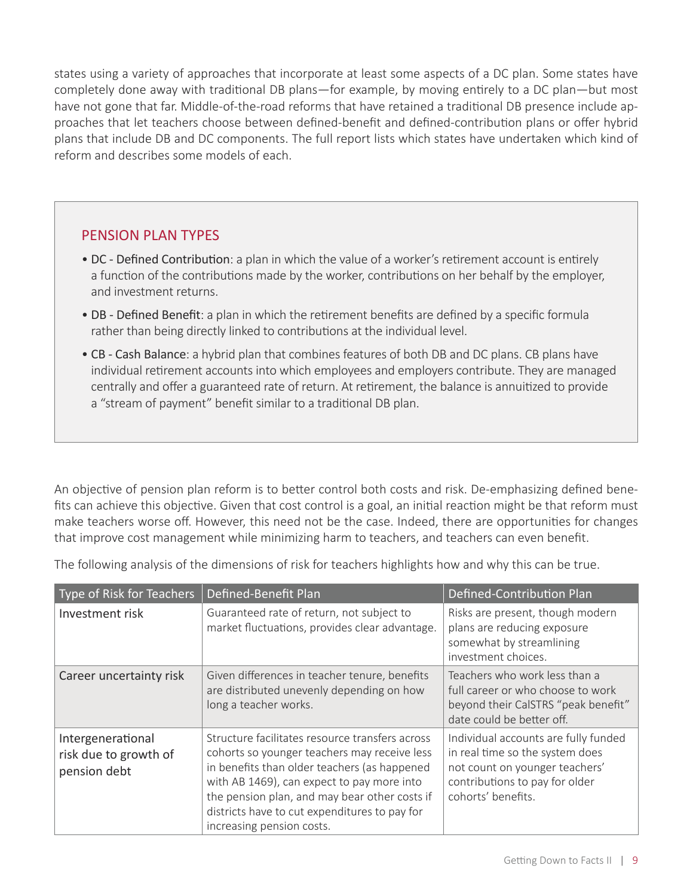states using a variety of approaches that incorporate at least some aspects of a DC plan. Some states have completely done away with traditional DB plans—for example, by moving entirely to a DC plan—but most have not gone that far. Middle-of-the-road reforms that have retained a traditional DB presence include approaches that let teachers choose between defined-benefit and defined-contribution plans or offer hybrid plans that include DB and DC components. The full report lists which states have undertaken which kind of reform and describes some models of each.

### PENSION PLAN TYPES

- DC - Defined Contribution: a plan in which the value of a worker's retirement account is entirely a function of the contributions made by the worker, contributions on her behalf by the employer, and investment returns.
- DB - Defined Benefit: a plan in which the retirement benefits are defined by a specific formula rather than being directly linked to contributions at the individual level.
- CB - Cash Balance: a hybrid plan that combines features of both DB and DC plans. CB plans have individual retirement accounts into which employees and employers contribute. They are managed centrally and offer a guaranteed rate of return. At retirement, the balance is annuitized to provide a "stream of payment" benefit similar to a traditional DB plan.

An objective of pension plan reform is to better control both costs and risk. De-emphasizing defined benefits can achieve this objective. Given that cost control is a goal, an initial reaction might be that reform must make teachers worse off. However, this need not be the case. Indeed, there are opportunities for changes that improve cost management while minimizing harm to teachers, and teachers can even benefit.

The following analysis of the dimensions of risk for teachers highlights how and why this can be true.

| Type of Risk for Teachers | Defined-Benefit Plan | Defined-Contribution Plan |
|---|---|---|
| Investment risk | Guaranteed rate of return, not subject to market fluctuations, provides clear advantage. | Risks are present, though modern plans are reducing exposure somewhat by streamlining investment choices. |
| Career uncertainty risk | Given differences in teacher tenure, benefits are distributed unevenly depending on how long a teacher works. | Teachers who work less than a full career or who choose to work beyond their CalSTRS "peak benefit" date could be better off. |
| Intergenerational risk due to growth of pension debt | Structure facilitates resource transfers across cohorts so younger teachers may receive less in benefits than older teachers (as happened with AB 1469), can expect to pay more into the pension plan, and may bear other costs if districts have to cut expenditures to pay for increasing pension costs. | Individual accounts are fully funded in real time so the system does not count on younger teachers' contributions to pay for older cohorts' benefits. |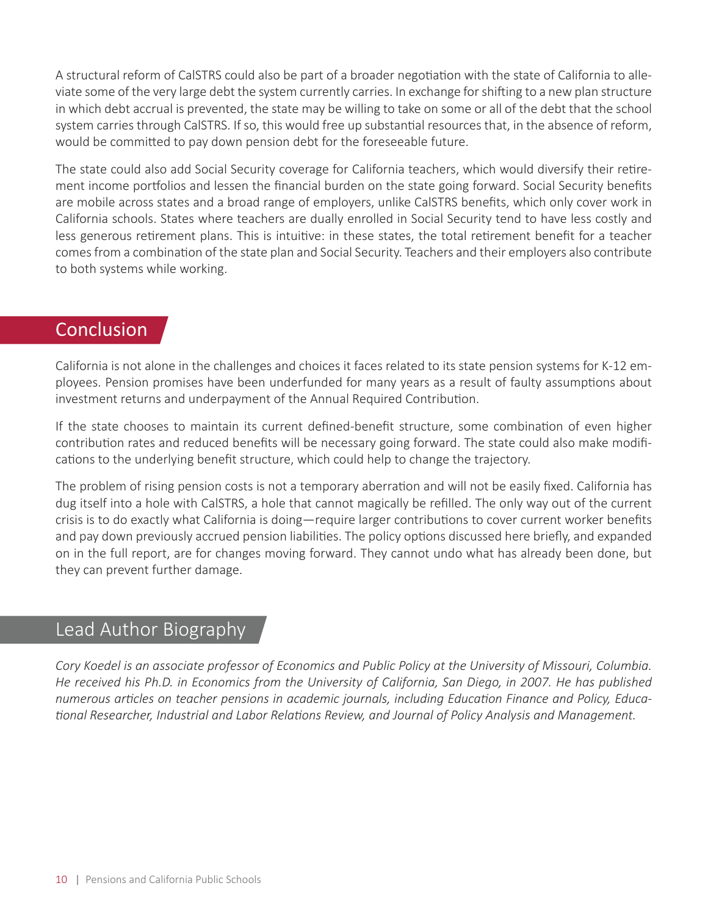A structural reform of CalSTRS could also be part of a broader negotiation with the state of California to alleviate some of the very large debt the system currently carries. In exchange for shifting to a new plan structure in which debt accrual is prevented, the state may be willing to take on some or all of the debt that the school system carries through CalSTRS. If so, this would free up substantial resources that, in the absence of reform, would be committed to pay down pension debt for the foreseeable future.

The state could also add Social Security coverage for California teachers, which would diversify their retirement income portfolios and lessen the financial burden on the state going forward. Social Security benefits are mobile across states and a broad range of employers, unlike CalSTRS benefits, which only cover work in California schools. States where teachers are dually enrolled in Social Security tend to have less costly and less generous retirement plans. This is intuitive: in these states, the total retirement benefit for a teacher comes from a combination of the state plan and Social Security. Teachers and their employers also contribute to both systems while working.

## Conclusion

California is not alone in the challenges and choices it faces related to its state pension systems for K-12 employees. Pension promises have been underfunded for many years as a result of faulty assumptions about investment returns and underpayment of the Annual Required Contribution.

If the state chooses to maintain its current defined-benefit structure, some combination of even higher contribution rates and reduced benefits will be necessary going forward. The state could also make modifications to the underlying benefit structure, which could help to change the trajectory.

The problem of rising pension costs is not a temporary aberration and will not be easily fixed. California has dug itself into a hole with CalSTRS, a hole that cannot magically be refilled. The only way out of the current crisis is to do exactly what California is doing—require larger contributions to cover current worker benefits and pay down previously accrued pension liabilities. The policy options discussed here briefly, and expanded on in the full report, are for changes moving forward. They cannot undo what has already been done, but they can prevent further damage.

## Lead Author Biography

*Cory Koedel is an associate professor of Economics and Public Policy at the University of Missouri, Columbia. He received his Ph.D. in Economics from the University of California, San Diego, in 2007. He has published numerous articles on teacher pensions in academic journals, including Education Finance and Policy, Educational Researcher, Industrial and Labor Relations Review, and Journal of Policy Analysis and Management.*